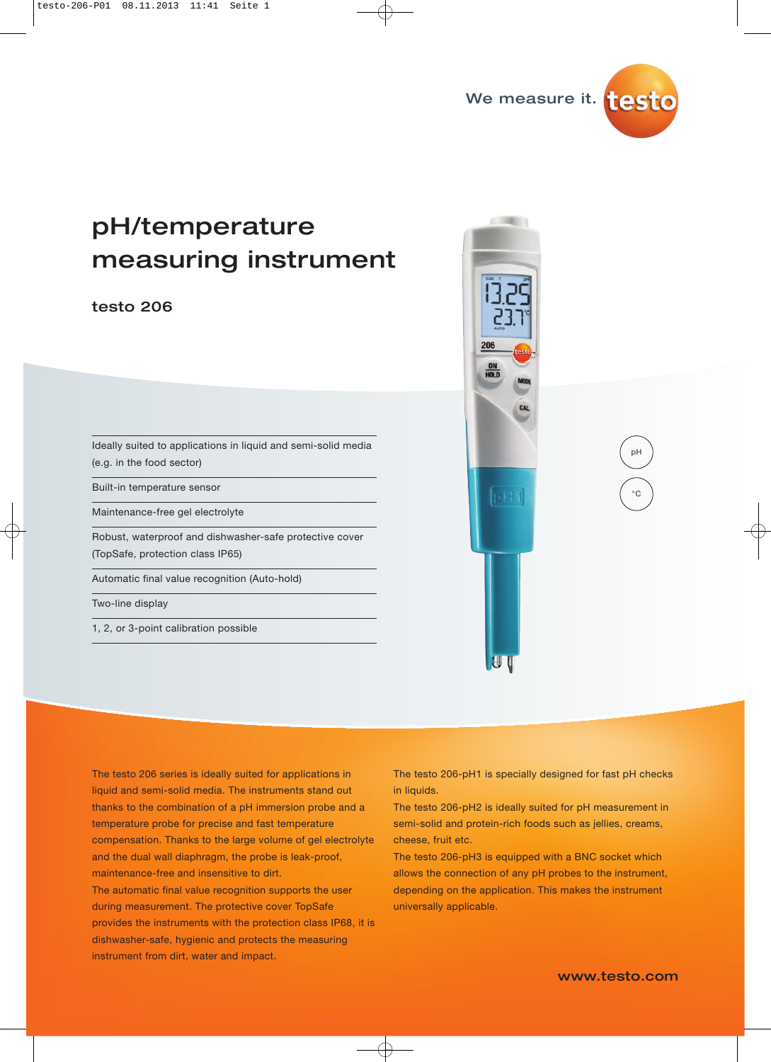We measure it. testo

# pH/temperature measuring instrument

## testo 206

- Ideally suited to applications in liquid and semi-solid media (e.g. in the food sector)
- Built-in temperature sensor
- Maintenance-free gel electrolyte
- Robust, waterproof and dishwasher-safe protective cover (TopSafe, protection class IP65)
- Automatic final value recognition (Auto-hold)
- Two-line display
- 1, 2, or 3-point calibration possible

pH

°C

The testo 206 series is ideally suited for applications in liquid and semi-solid media. The instruments stand out thanks to the combination of a pH immersion probe and a temperature probe for precise and fast temperature compensation. Thanks to the large volume of gel electrolyte and the dual wall diaphragm, the probe is leak-proof, maintenance-free and insensitive to dirt.
The automatic final value recognition supports the user during measurement. The protective cover TopSafe provides the instruments with the protection class IP68, it is dishwasher-safe, hygienic and protects the measuring instrument from dirt, water and impact.

The testo 206-pH1 is specially designed for fast pH checks in liquids.
The testo 206-pH2 is ideally suited for pH measurement in semi-solid and protein-rich foods such as jellies, creams, cheese, fruit etc.
The testo 206-pH3 is equipped with a BNC socket which allows the connection of any pH probes to the instrument, depending on the application. This makes the instrument universally applicable.

www.testo.com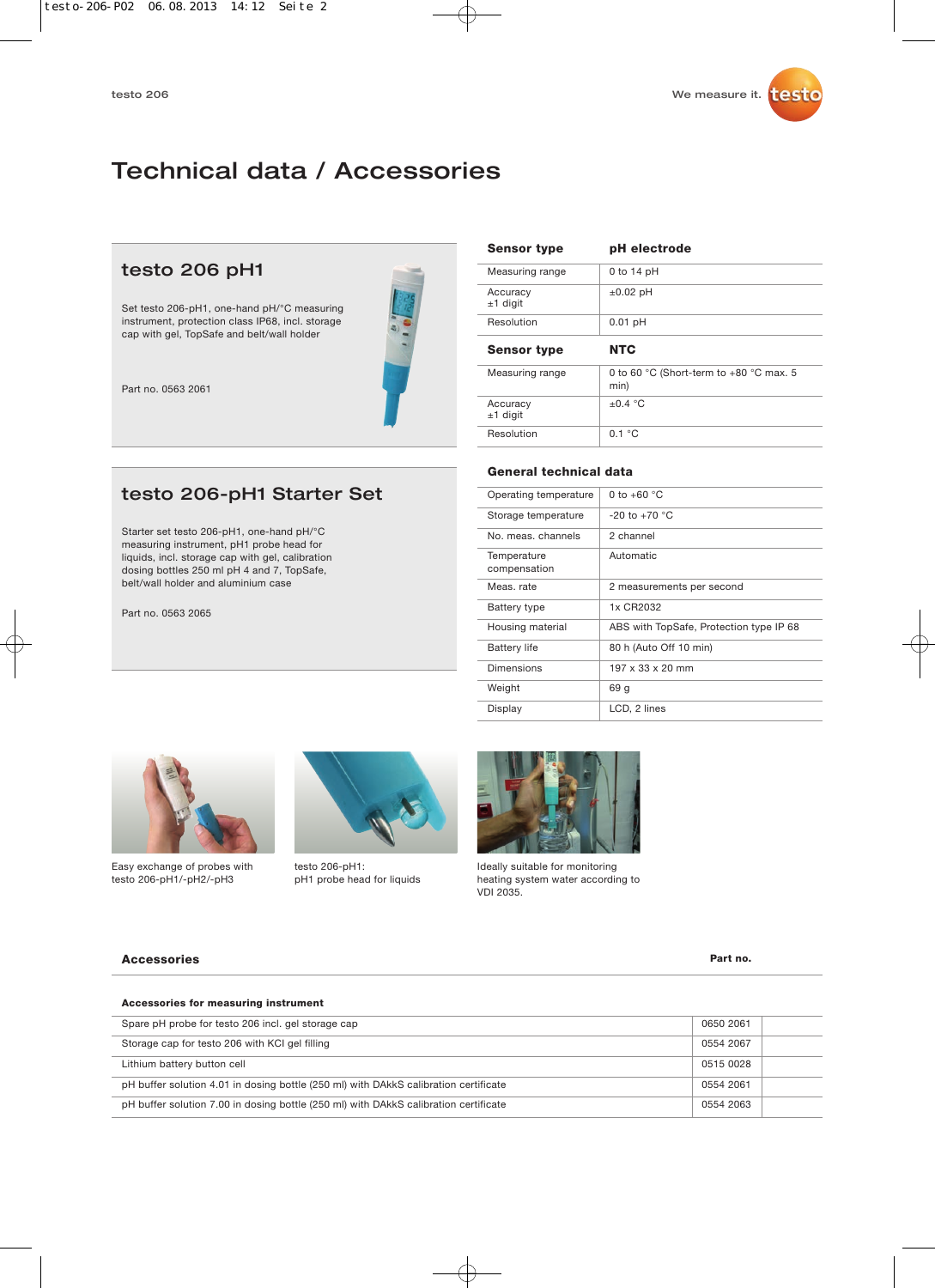# Technical data / Accessories

## testo 206 pH1

Set testo 206-pH1, one-hand pH/°C measuring instrument, protection class IP68, incl. storage cap with gel, TopSafe and belt/wall holder

Part no. 0563 2061

## testo 206-pH1 Starter Set

Starter set testo 206-pH1, one-hand pH/°C measuring instrument, pH1 probe head for liquids, incl. storage cap with gel, calibration dosing bottles 250 ml pH 4 and 7, TopSafe, belt/wall holder and aluminium case

Part no. 0563 2065

| Sensor type | pH electrode |
|---|---|
| Measuring range | 0 to 14 pH |
| Accuracy ±1 digit | ±0.02 pH |
| Resolution | 0.01 pH |

| Sensor type | NTC |
|---|---|
| Measuring range | 0 to 60 °C (Short-term to +80 °C max. 5 min) |
| Accuracy ±1 digit | ±0.4 °C |
| Resolution | 0.1 °C |

### General technical data

| | |
|---|---|
| Operating temperature | 0 to +60 °C |
| Storage temperature | -20 to +70 °C |
| No. meas. channels | 2 channel |
| Temperature compensation | Automatic |
| Meas. rate | 2 measurements per second |
| Battery type | 1x CR2032 |
| Housing material | ABS with TopSafe, Protection type IP 68 |
| Battery life | 80 h (Auto Off 10 min) |
| Dimensions | 197 x 33 x 20 mm |
| Weight | 69 g |
| Display | LCD, 2 lines |

Easy exchange of probes with testo 206-pH1/-pH2/-pH3

testo 206-pH1: pH1 probe head for liquids

Ideally suitable for monitoring heating system water according to VDI 2035.

## Accessories

| Accessories for measuring instrument | Part no. |
|---|---|
| Spare pH probe for testo 206 incl. gel storage cap | 0650 2061 |
| Storage cap for testo 206 with KCl gel filling | 0554 2067 |
| Lithium battery button cell | 0515 0028 |
| pH buffer solution 4.01 in dosing bottle (250 ml) with DAkkS calibration certificate | 0554 2061 |
| pH buffer solution 7.00 in dosing bottle (250 ml) with DAkkS calibration certificate | 0554 2063 |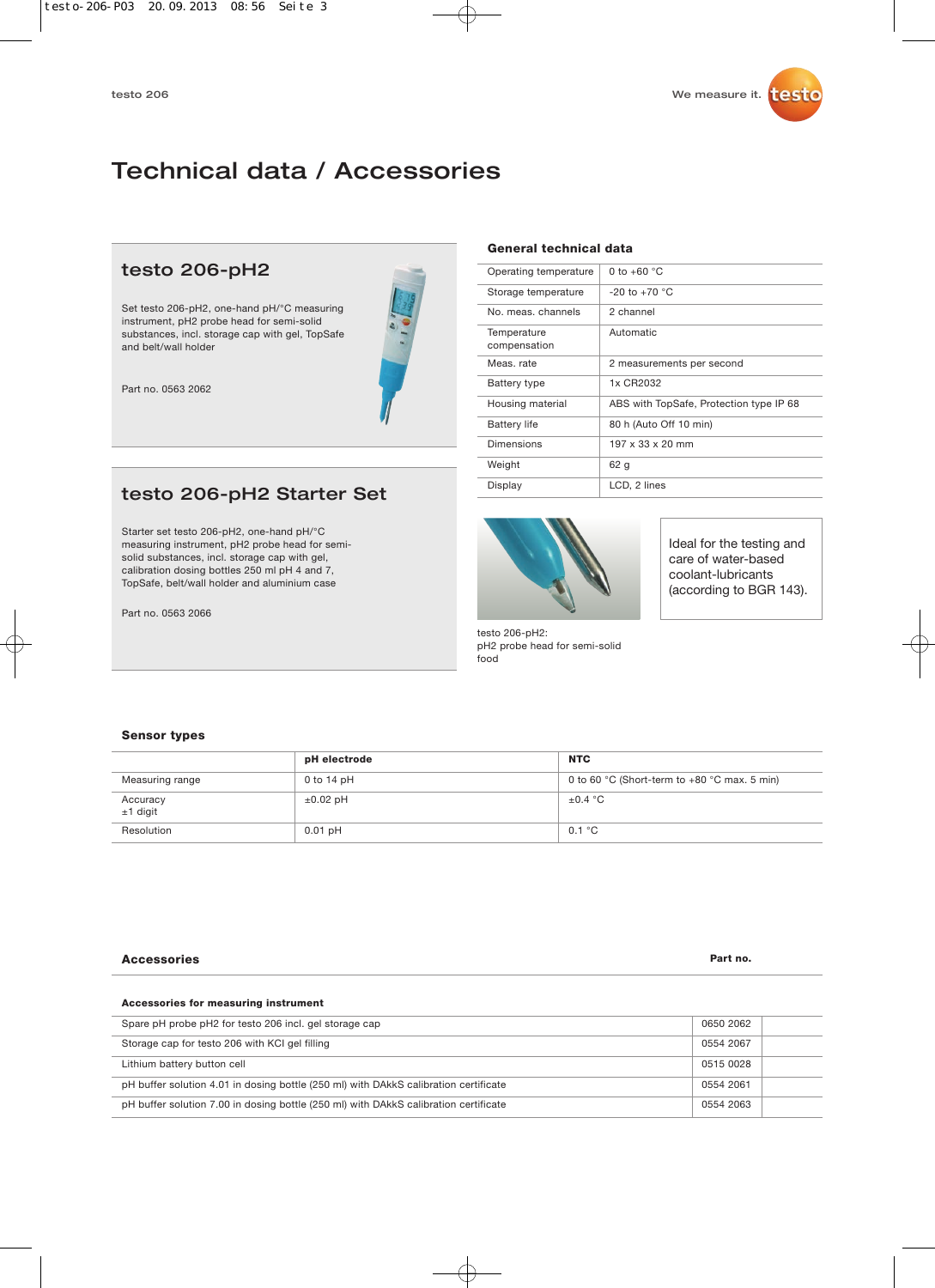# Technical data / Accessories

## testo 206-pH2

Set testo 206-pH2, one-hand pH/°C measuring instrument, pH2 probe head for semi-solid substances, incl. storage cap with gel, TopSafe and belt/wall holder

Part no. 0563 2062

## testo 206-pH2 Starter Set

Starter set testo 206-pH2, one-hand pH/°C measuring instrument, pH2 probe head for semi-solid substances, incl. storage cap with gel, calibration dosing bottles 250 ml pH 4 and 7, TopSafe, belt/wall holder and aluminium case

Part no. 0563 2066

### General technical data

| | |
|---|---|
| Operating temperature | 0 to +60 °C |
| Storage temperature | -20 to +70 °C |
| No. meas. channels | 2 channel |
| Temperature compensation | Automatic |
| Meas. rate | 2 measurements per second |
| Battery type | 1x CR2032 |
| Housing material | ABS with TopSafe, Protection type IP 68 |
| Battery life | 80 h (Auto Off 10 min) |
| Dimensions | 197 x 33 x 20 mm |
| Weight | 62 g |
| Display | LCD, 2 lines |

testo 206-pH2:
pH2 probe head for semi-solid food

Ideal for the testing and care of water-based coolant-lubricants (according to BGR 143).

### Sensor types

| | pH electrode | NTC |
|---|---|---|
| Measuring range | 0 to 14 pH | 0 to 60 °C (Short-term to +80 °C max. 5 min) |
| Accuracy ±1 digit | ±0.02 pH | ±0.4 °C |
| Resolution | 0.01 pH | 0.1 °C |

### Accessories

**Accessories for measuring instrument**

| Accessories | Part no. |
|---|---|
| Spare pH probe pH2 for testo 206 incl. gel storage cap | 0650 2062 |
| Storage cap for testo 206 with KCl gel filling | 0554 2067 |
| Lithium battery button cell | 0515 0028 |
| pH buffer solution 4.01 in dosing bottle (250 ml) with DAkkS calibration certificate | 0554 2061 |
| pH buffer solution 7.00 in dosing bottle (250 ml) with DAkkS calibration certificate | 0554 2063 |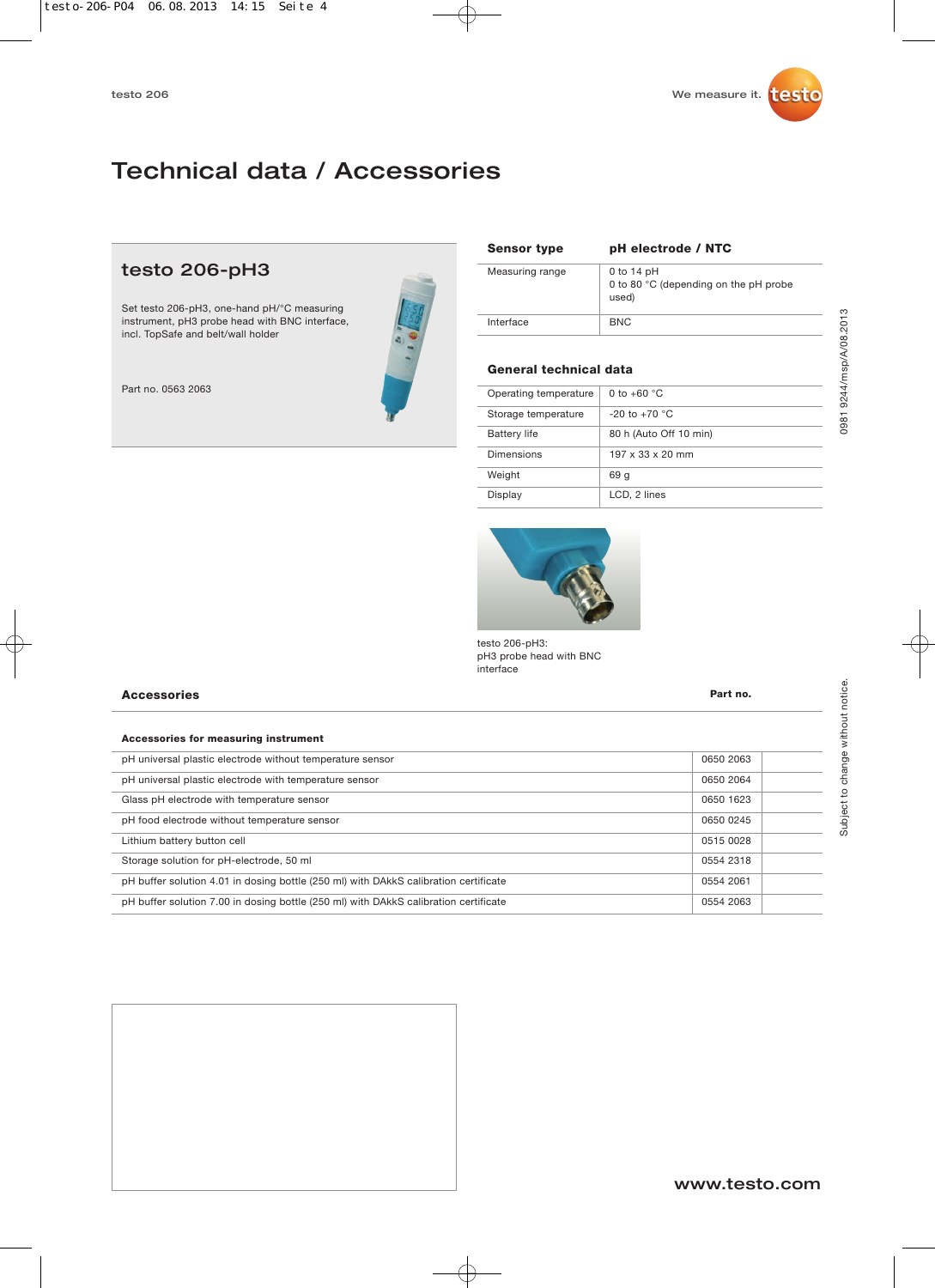# Technical data / Accessories

## testo 206-pH3

Set testo 206-pH3, one-hand pH/°C measuring instrument, pH3 probe head with BNC interface, incl. TopSafe and belt/wall holder

Part no. 0563 2063

| Sensor type | pH electrode / NTC |
|---|---|
| Measuring range | 0 to 14 pH<br>0 to 80 °C (depending on the pH probe used) |
| Interface | BNC |

### General technical data

| | |
|---|---|
| Operating temperature | 0 to +60 °C |
| Storage temperature | -20 to +70 °C |
| Battery life | 80 h (Auto Off 10 min) |
| Dimensions | 197 x 33 x 20 mm |
| Weight | 69 g |
| Display | LCD, 2 lines |

testo 206-pH3:
pH3 probe head with BNC interface

## Accessories

| Accessories for measuring instrument | Part no. |
|---|---|
| pH universal plastic electrode without temperature sensor | 0650 2063 |
| pH universal plastic electrode with temperature sensor | 0650 2064 |
| Glass pH electrode with temperature sensor | 0650 1623 |
| pH food electrode without temperature sensor | 0650 0245 |
| Lithium battery button cell | 0515 0028 |
| Storage solution for pH-electrode, 50 ml | 0554 2318 |
| pH buffer solution 4.01 in dosing bottle (250 ml) with DAkkS calibration certificate | 0554 2061 |
| pH buffer solution 7.00 in dosing bottle (250 ml) with DAkkS calibration certificate | 0554 2063 |

Subject to change without notice.

0981 9244/msp/A/08.2013

www.testo.com